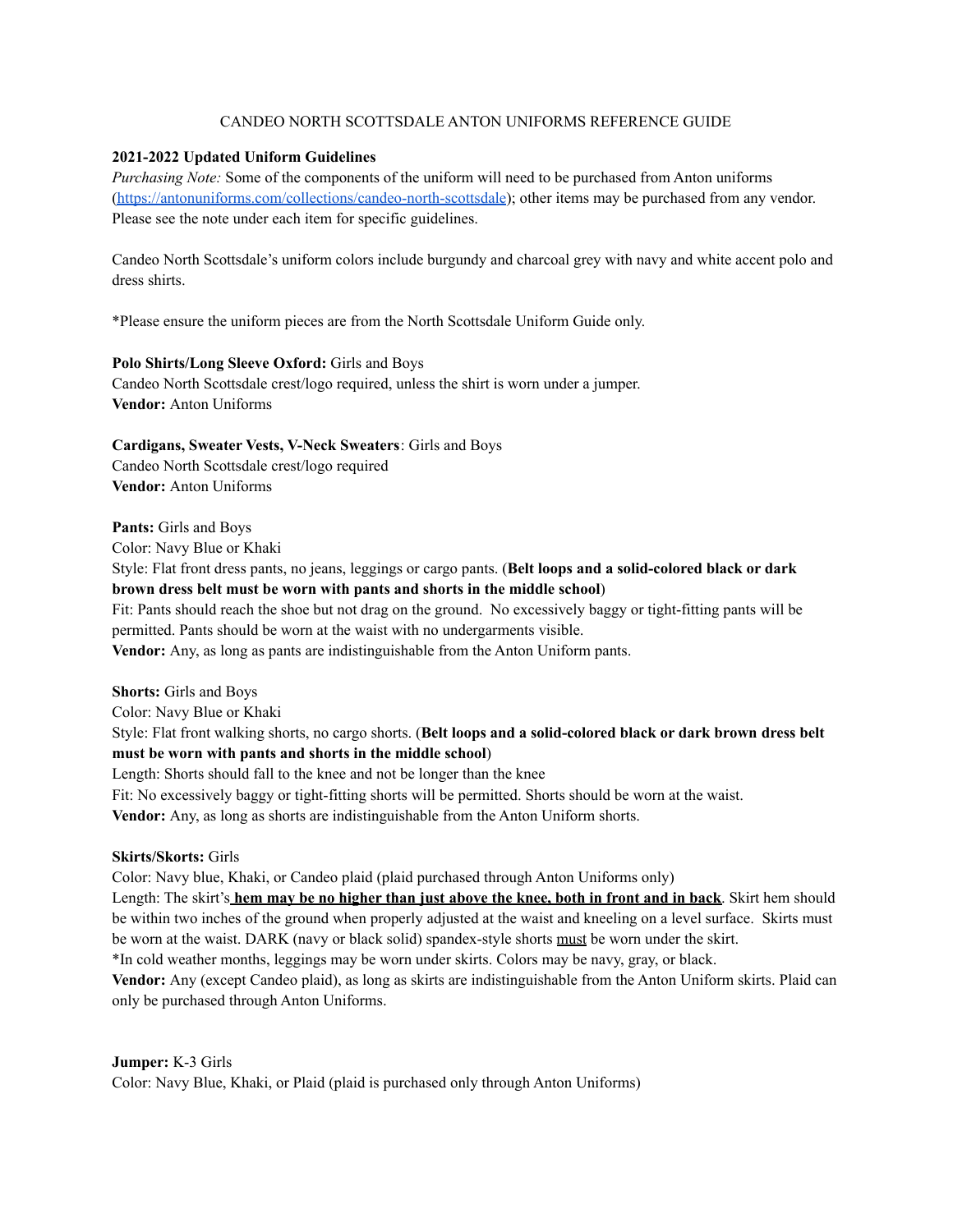# CANDEO NORTH SCOTTSDALE ANTON UNIFORMS REFERENCE GUIDE

**2021-2022 Updated Uniform Guidelines**

*Purchasing Note:* Some of the components of the uniform will need to be purchased from Anton uniforms (https://antonuniforms.com/collections/candeo-north-scottsdale); other items may be purchased from any vendor. Please see the note under each item for specific guidelines.

Candeo North Scottsdale's uniform colors include burgundy and charcoal grey with navy and white accent polo and dress shirts.

*Please ensure the uniform pieces are from the North Scottsdale Uniform Guide only.

**Polo Shirts/Long Sleeve Oxford:** Girls and Boys
Candeo North Scottsdale crest/logo required, unless the shirt is worn under a jumper.
**Vendor:** Anton Uniforms

**Cardigans, Sweater Vests, V-Neck Sweaters**: Girls and Boys
Candeo North Scottsdale crest/logo required
**Vendor:** Anton Uniforms

**Pants:** Girls and Boys
Color: Navy Blue or Khaki
Style: Flat front dress pants, no jeans, leggings or cargo pants. (**Belt loops and a solid-colored black or dark brown dress belt must be worn with pants and shorts in the middle school**)
Fit: Pants should reach the shoe but not drag on the ground. No excessively baggy or tight-fitting pants will be permitted. Pants should be worn at the waist with no undergarments visible.
**Vendor:** Any, as long as pants are indistinguishable from the Anton Uniform pants.

**Shorts:** Girls and Boys
Color: Navy Blue or Khaki
Style: Flat front walking shorts, no cargo shorts. (**Belt loops and a solid-colored black or dark brown dress belt must be worn with pants and shorts in the middle school**)
Length: Shorts should fall to the knee and not be longer than the knee
Fit: No excessively baggy or tight-fitting shorts will be permitted. Shorts should be worn at the waist.
**Vendor:** Any, as long as shorts are indistinguishable from the Anton Uniform shorts.

**Skirts/Skorts:** Girls
Color: Navy blue, Khaki, or Candeo plaid (plaid purchased through Anton Uniforms only)
Length: The skirt's **hem may be no higher than just above the knee, both in front and in back**. Skirt hem should be within two inches of the ground when properly adjusted at the waist and kneeling on a level surface. Skirts must be worn at the waist. DARK (navy or black solid) spandex-style shorts must be worn under the skirt.
*In cold weather months, leggings may be worn under skirts. Colors may be navy, gray, or black.
**Vendor:** Any (except Candeo plaid), as long as skirts are indistinguishable from the Anton Uniform skirts. Plaid can only be purchased through Anton Uniforms.

**Jumper:** K-3 Girls
Color: Navy Blue, Khaki, or Plaid (plaid is purchased only through Anton Uniforms)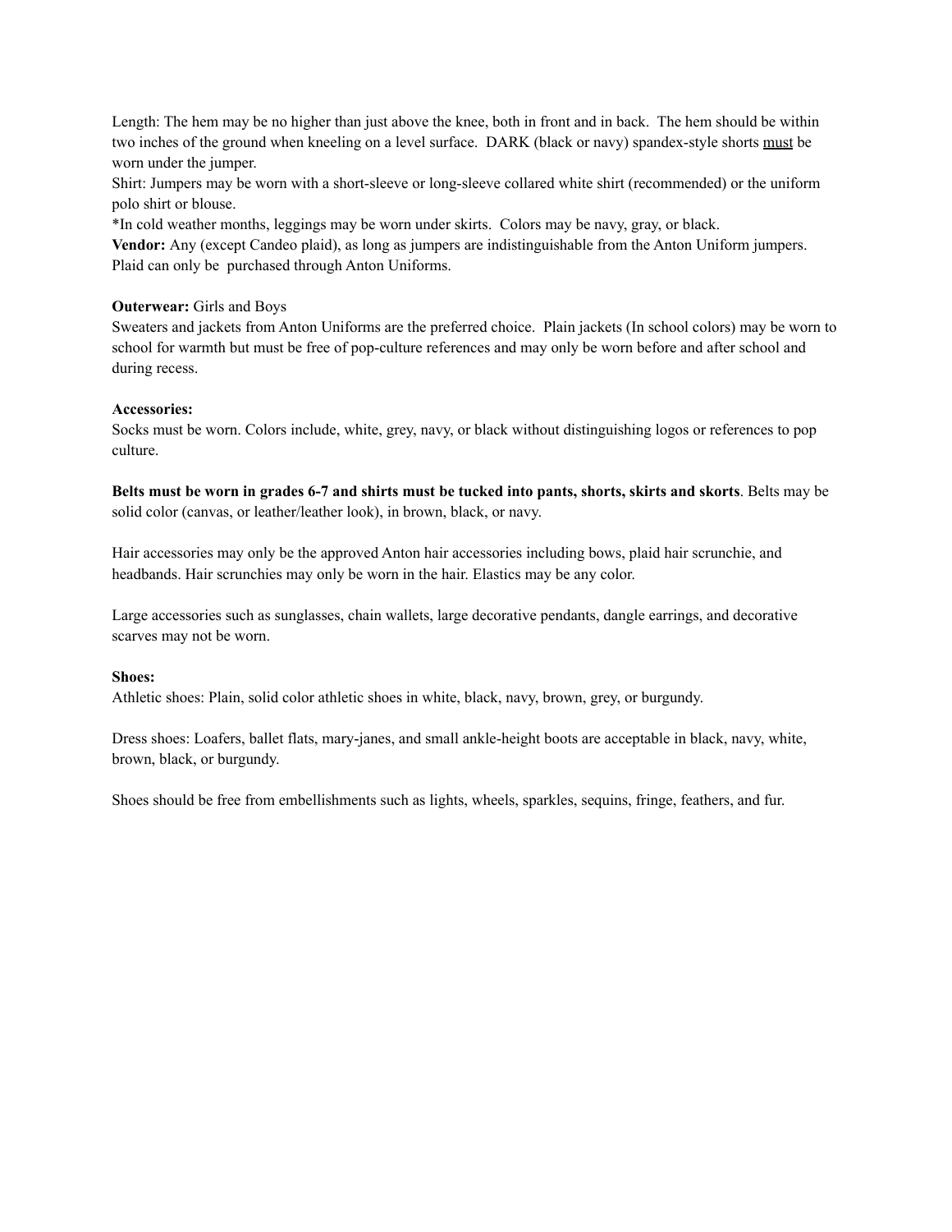Length: The hem may be no higher than just above the knee, both in front and in back. The hem should be within two inches of the ground when kneeling on a level surface. DARK (black or navy) spandex-style shorts <u>must</u> be worn under the jumper.
Shirt: Jumpers may be worn with a short-sleeve or long-sleeve collared white shirt (recommended) or the uniform polo shirt or blouse.
*In cold weather months, leggings may be worn under skirts. Colors may be navy, gray, or black.
**Vendor:** Any (except Candeo plaid), as long as jumpers are indistinguishable from the Anton Uniform jumpers. Plaid can only be purchased through Anton Uniforms.

**Outerwear:** Girls and Boys
Sweaters and jackets from Anton Uniforms are the preferred choice. Plain jackets (In school colors) may be worn to school for warmth but must be free of pop-culture references and may only be worn before and after school and during recess.

**Accessories:**
Socks must be worn. Colors include, white, grey, navy, or black without distinguishing logos or references to pop culture.

**Belts must be worn in grades 6-7 and shirts must be tucked into pants, shorts, skirts and skorts**. Belts may be solid color (canvas, or leather/leather look), in brown, black, or navy.

Hair accessories may only be the approved Anton hair accessories including bows, plaid hair scrunchie, and headbands. Hair scrunchies may only be worn in the hair. Elastics may be any color.

Large accessories such as sunglasses, chain wallets, large decorative pendants, dangle earrings, and decorative scarves may not be worn.

**Shoes:**
Athletic shoes: Plain, solid color athletic shoes in white, black, navy, brown, grey, or burgundy.

Dress shoes: Loafers, ballet flats, mary-janes, and small ankle-height boots are acceptable in black, navy, white, brown, black, or burgundy.

Shoes should be free from embellishments such as lights, wheels, sparkles, sequins, fringe, feathers, and fur.